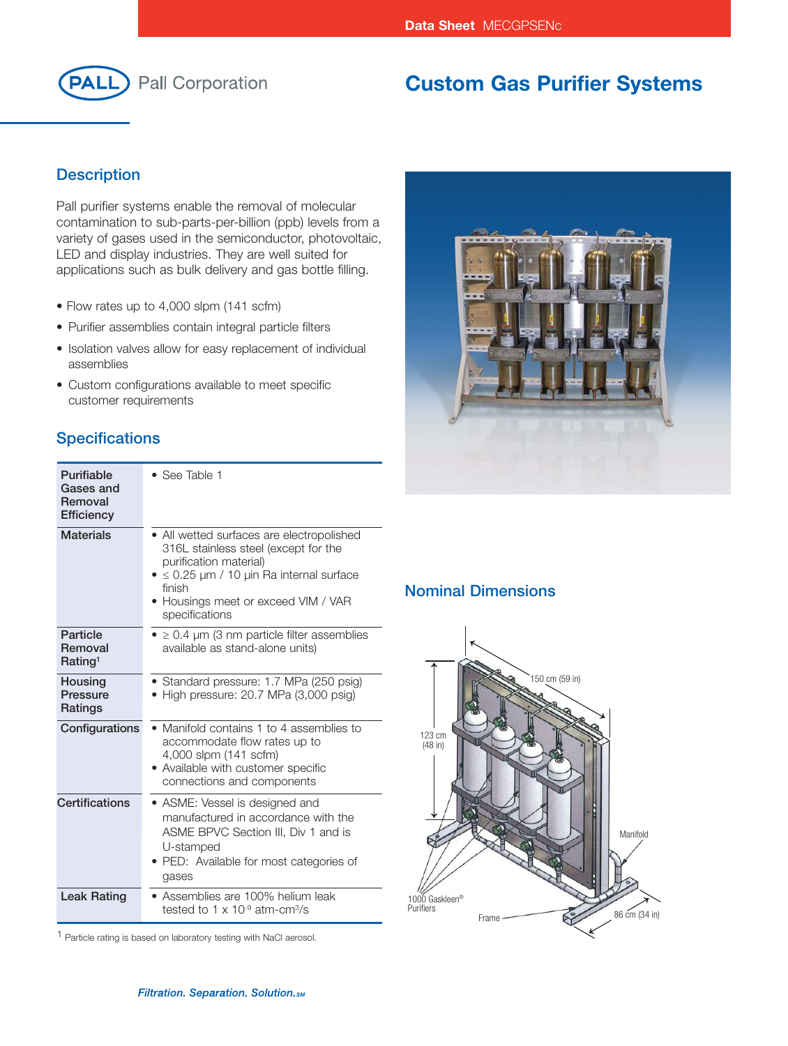Data Sheet MECGPSENc

PALL Pall Corporation

# Custom Gas Purifier Systems

## Description

Pall purifier systems enable the removal of molecular contamination to sub-parts-per-billion (ppb) levels from a variety of gases used in the semiconductor, photovoltaic, LED and display industries. They are well suited for applications such as bulk delivery and gas bottle filling.

- Flow rates up to 4,000 slpm (141 scfm)
- Purifier assemblies contain integral particle filters
- Isolation valves allow for easy replacement of individual assemblies
- Custom configurations available to meet specific customer requirements

## Specifications

| | |
|---|---|
| Purifiable Gases and Removal Efficiency | • See Table 1 |
| Materials | • All wetted surfaces are electropolished 316L stainless steel (except for the purification material)<br>• ≤ 0.25 µm / 10 µin Ra internal surface finish<br>• Housings meet or exceed VIM / VAR specifications |
| Particle Removal Rating[1] | • ≥ 0.4 µm (3 nm particle filter assemblies available as stand-alone units) |
| Housing Pressure Ratings | • Standard pressure: 1.7 MPa (250 psig)<br>• High pressure: 20.7 MPa (3,000 psig) |
| Configurations | • Manifold contains 1 to 4 assemblies to accommodate flow rates up to 4,000 slpm (141 scfm)<br>• Available with customer specific connections and components |
| Certifications | • ASME: Vessel is designed and manufactured in accordance with the ASME BPVC Section III, Div 1 and is U-stamped<br>• PED: Available for most categories of gases |
| Leak Rating | • Assemblies are 100% helium leak tested to 1 x $10^{-9}$ atm-$cm^3$/s |

[1] Particle rating is based on laboratory testing with NaCl aerosol.

## Nominal Dimensions

150 cm (59 in)

123 cm (48 in)

Manifold

1000 Gaskleen® Purifiers

Frame

86 cm (34 in)

*Filtration. Separation. Solution.*SM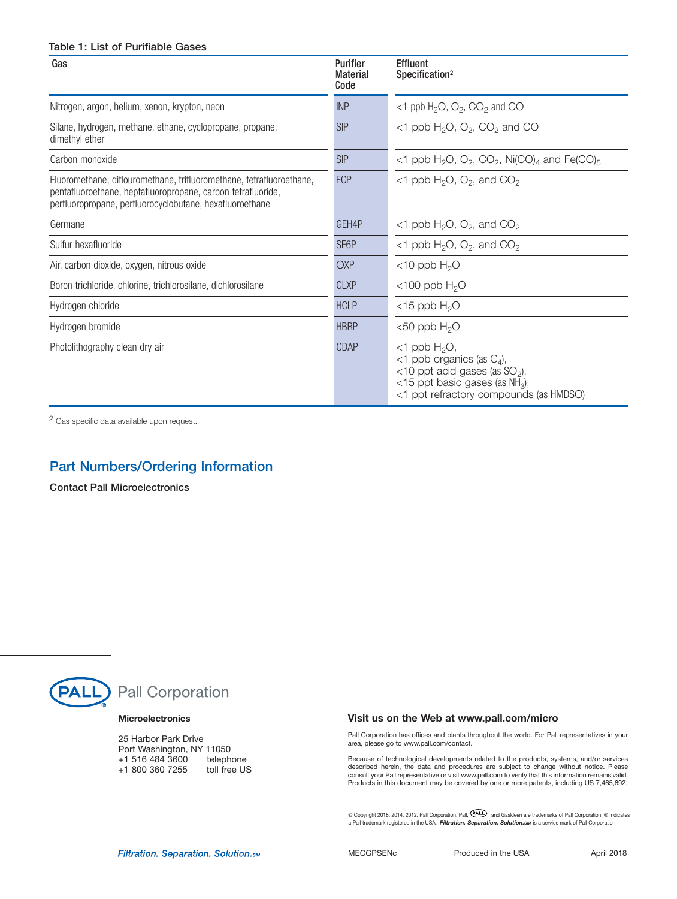**Table 1: List of Purifiable Gases**

| Gas | Purifier Material Code | Effluent Specification[2] |
|---|---|---|
| Nitrogen, argon, helium, xenon, krypton, neon | INP | <1 ppb $H_2O$, $O_2$, $CO_2$ and CO |
| Silane, hydrogen, methane, ethane, cyclopropane, propane, dimethyl ether | SIP | <1 ppb $H_2O$, $O_2$, $CO_2$ and CO |
| Carbon monoxide | SIP | <1 ppb $H_2O$, $O_2$, $CO_2$, $Ni(CO)_4$ and $Fe(CO)_5$ |
| Fluoromethane, diflouromethane, trifluoromethane, tetrafluoroethane, pentafluoroethane, heptafluoropropane, carbon tetrafluoride, perfluoropropane, perfluorocyclobutane, hexafluoroethane | FCP | <1 ppb $H_2O$, $O_2$, and $CO_2$ |
| Germane | GEH4P | <1 ppb $H_2O$, $O_2$, and $CO_2$ |
| Sulfur hexafluoride | SF6P | <1 ppb $H_2O$, $O_2$, and $CO_2$ |
| Air, carbon dioxide, oxygen, nitrous oxide | OXP | <10 ppb $H_2O$ |
| Boron trichloride, chlorine, trichlorosilane, dichlorosilane | CLXP | <100 ppb $H_2O$ |
| Hydrogen chloride | HCLP | <15 ppb $H_2O$ |
| Hydrogen bromide | HBRP | <50 ppb $H_2O$ |
| Photolithography clean dry air | CDAP | <1 ppb $H_2O$, <1 ppb organics (as $C_4$), <10 ppt acid gases (as $SO_2$), <15 ppt basic gases (as $NH_3$), <1 ppt refractory compounds (as HMDSO) |

[2] Gas specific data available upon request.

## Part Numbers/Ordering Information

**Contact Pall Microelectronics**

Pall Corporation

**Microelectronics**

25 Harbor Park Drive
Port Washington, NY 11050
+1 516 484 3600 telephone
+1 800 360 7255 toll free US

**Visit us on the Web at www.pall.com/micro**

Pall Corporation has offices and plants throughout the world. For Pall representatives in your area, please go to www.pall.com/contact.

Because of technological developments related to the products, systems, and/or services described herein, the data and procedures are subject to change without notice. Please consult your Pall representative or visit www.pall.com to verify that this information remains valid. Products in this document may be covered by one or more patents, including US 7,465,692.

© Copyright 2018, 2014, 2012, Pall Corporation. Pall, PALL, and Gaskleen are trademarks of Pall Corporation. ® Indicates a Pall trademark registered in the USA. *Filtration. Separation. Solution.SM* is a service mark of Pall Corporation.

*Filtration. Separation. Solution.SM*

MECGPSENc Produced in the USA April 2018